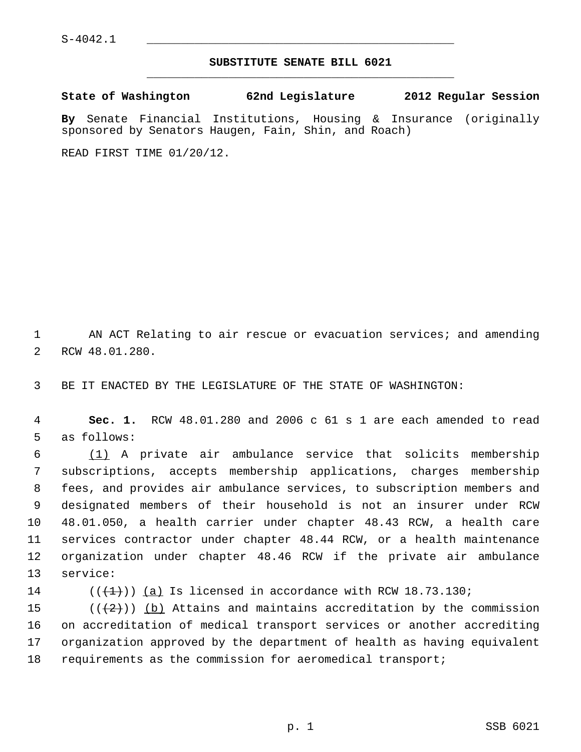S-4042.1

## SUBSTITUTE SENATE BILL 6021

**State of Washington 62nd Legislature 2012 Regular Session**

**By** Senate Financial Institutions, Housing & Insurance (originally sponsored by Senators Haugen, Fain, Shin, and Roach)

READ FIRST TIME 01/20/12.

AN ACT Relating to air rescue or evacuation services; and amending RCW 48.01.280.

BE IT ENACTED BY THE LEGISLATURE OF THE STATE OF WASHINGTON:

**Sec. 1.** RCW 48.01.280 and 2006 c 61 s 1 are each amended to read as follows:

(1) A private air ambulance service that solicits membership subscriptions, accepts membership applications, charges membership fees, and provides air ambulance services, to subscription members and designated members of their household is not an insurer under RCW 48.01.050, a health carrier under chapter 48.43 RCW, a health care services contractor under chapter 48.44 RCW, or a health maintenance organization under chapter 48.46 RCW if the private air ambulance service:

(((1))) (a) Is licensed in accordance with RCW 18.73.130;

(((2))) (b) Attains and maintains accreditation by the commission on accreditation of medical transport services or another accrediting organization approved by the department of health as having equivalent requirements as the commission for aeromedical transport;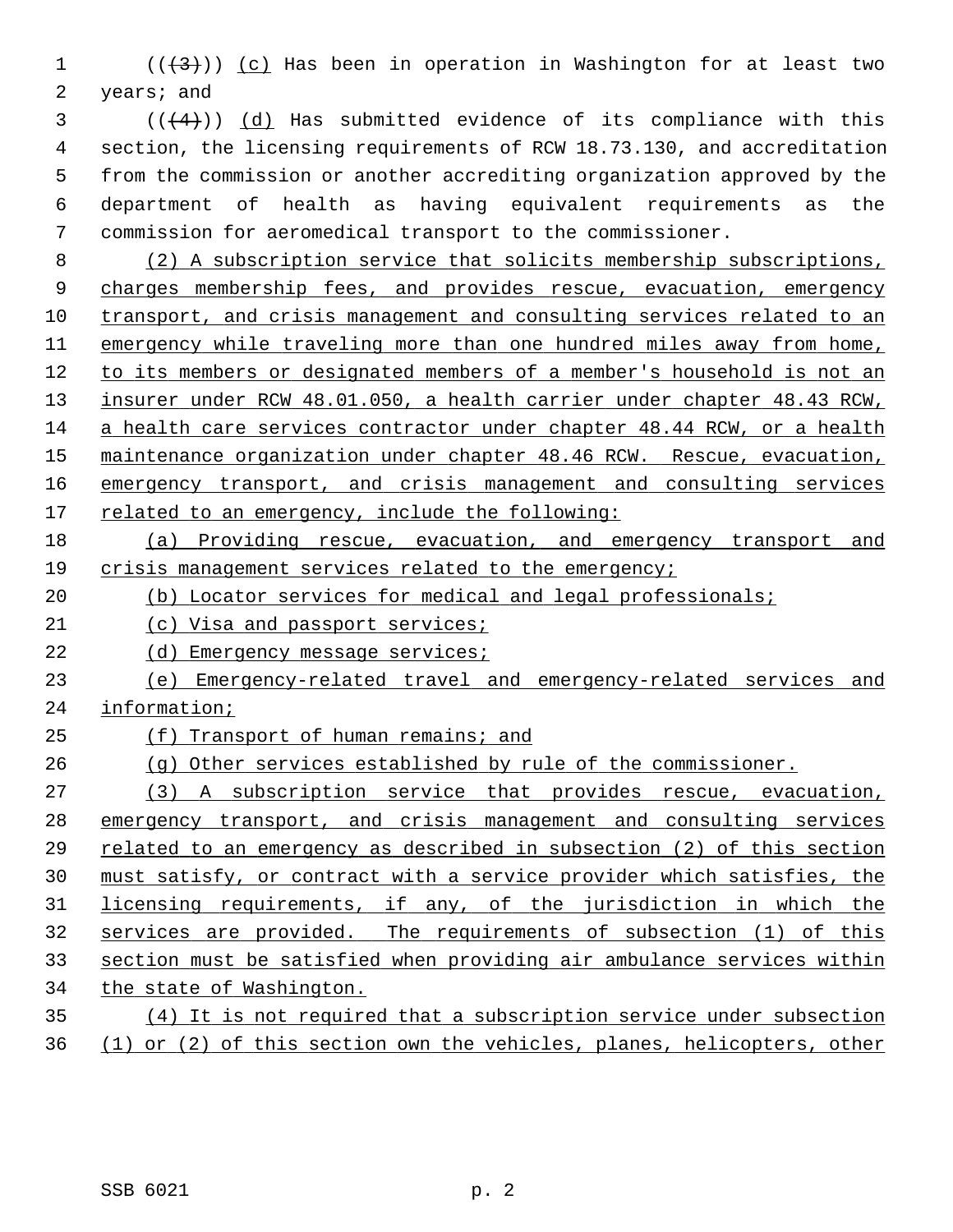(((3))) (c) Has been in operation in Washington for at least two years; and

(((4))) (d) Has submitted evidence of its compliance with this section, the licensing requirements of RCW 18.73.130, and accreditation from the commission or another accrediting organization approved by the department of health as having equivalent requirements as the commission for aeromedical transport to the commissioner.

(2) A subscription service that solicits membership subscriptions, charges membership fees, and provides rescue, evacuation, emergency transport, and crisis management and consulting services related to an emergency while traveling more than one hundred miles away from home, to its members or designated members of a member's household is not an insurer under RCW 48.01.050, a health carrier under chapter 48.43 RCW, a health care services contractor under chapter 48.44 RCW, or a health maintenance organization under chapter 48.46 RCW. Rescue, evacuation, emergency transport, and crisis management and consulting services related to an emergency, include the following:

(a) Providing rescue, evacuation, and emergency transport and crisis management services related to the emergency;

(b) Locator services for medical and legal professionals;

(c) Visa and passport services;

(d) Emergency message services;

(e) Emergency-related travel and emergency-related services and information;

(f) Transport of human remains; and

(g) Other services established by rule of the commissioner.

(3) A subscription service that provides rescue, evacuation, emergency transport, and crisis management and consulting services related to an emergency as described in subsection (2) of this section must satisfy, or contract with a service provider which satisfies, the licensing requirements, if any, of the jurisdiction in which the services are provided. The requirements of subsection (1) of this section must be satisfied when providing air ambulance services within the state of Washington.

(4) It is not required that a subscription service under subsection (1) or (2) of this section own the vehicles, planes, helicopters, other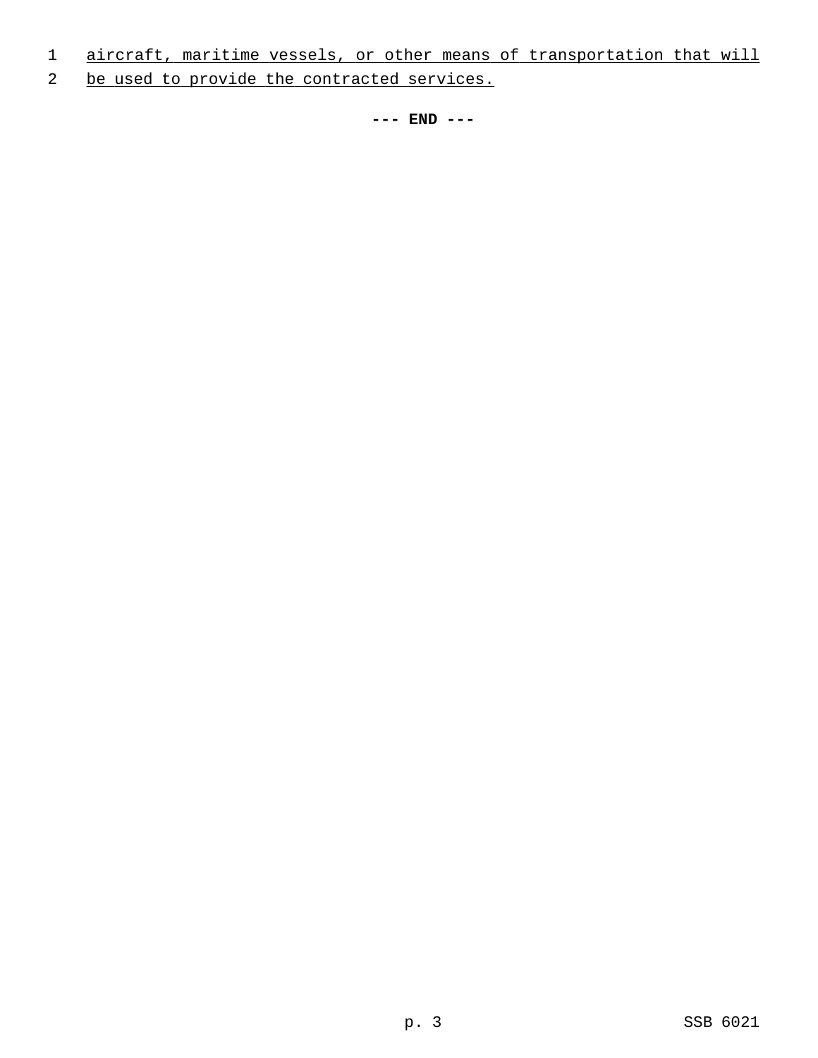aircraft, maritime vessels, or other means of transportation that will be used to provide the contracted services.

--- END ---